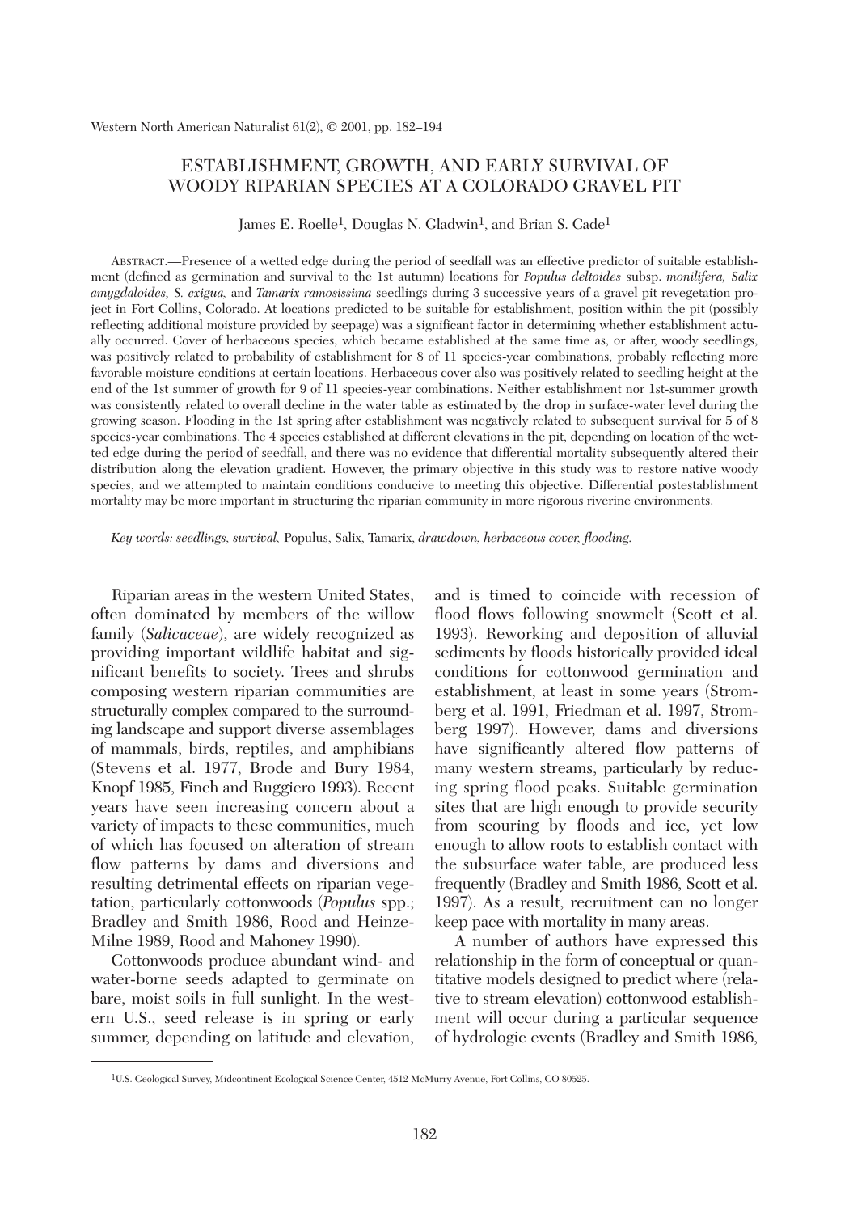# ESTABLISHMENT, GROWTH, AND EARLY SURVIVAL OF WOODY RIPARIAN SPECIES AT A COLORADO GRAVEL PIT

James E. Roelle[1], Douglas N. Gladwin[1], and Brian S. Cade[1]

ABSTRACT.—Presence of a wetted edge during the period of seedfall was an effective predictor of suitable establishment (defined as germination and survival to the 1st autumn) locations for *Populus deltoides* subsp. *monilifera*, *Salix amygdaloides*, *S. exigua*, and *Tamarix ramosissima* seedlings during 3 successive years of a gravel pit revegetation project in Fort Collins, Colorado. At locations predicted to be suitable for establishment, position within the pit (possibly reflecting additional moisture provided by seepage) was a significant factor in determining whether establishment actually occurred. Cover of herbaceous species, which became established at the same time as, or after, woody seedlings, was positively related to probability of establishment for 8 of 11 species-year combinations, probably reflecting more favorable moisture conditions at certain locations. Herbaceous cover also was positively related to seedling height at the end of the 1st summer of growth for 9 of 11 species-year combinations. Neither establishment nor 1st-summer growth was consistently related to overall decline in the water table as estimated by the drop in surface-water level during the growing season. Flooding in the 1st spring after establishment was negatively related to subsequent survival for 5 of 8 species-year combinations. The 4 species established at different elevations in the pit, depending on location of the wetted edge during the period of seedfall, and there was no evidence that differential mortality subsequently altered their distribution along the elevation gradient. However, the primary objective in this study was to restore native woody species, and we attempted to maintain conditions conducive to meeting this objective. Differential postestablishment mortality may be more important in structuring the riparian community in more rigorous riverine environments.

*Key words: seedlings, survival,* Populus, Salix, Tamarix, *drawdown, herbaceous cover, flooding.*

Riparian areas in the western United States, often dominated by members of the willow family (*Salicaceae*), are widely recognized as providing important wildlife habitat and significant benefits to society. Trees and shrubs composing western riparian communities are structurally complex compared to the surrounding landscape and support diverse assemblages of mammals, birds, reptiles, and amphibians (Stevens et al. 1977, Brode and Bury 1984, Knopf 1985, Finch and Ruggiero 1993). Recent years have seen increasing concern about a variety of impacts to these communities, much of which has focused on alteration of stream flow patterns by dams and diversions and resulting detrimental effects on riparian vegetation, particularly cottonwoods (*Populus* spp.; Bradley and Smith 1986, Rood and Heinze-Milne 1989, Rood and Mahoney 1990).

Cottonwoods produce abundant wind- and water-borne seeds adapted to germinate on bare, moist soils in full sunlight. In the western U.S., seed release is in spring or early summer, depending on latitude and elevation, and is timed to coincide with recession of flood flows following snowmelt (Scott et al. 1993). Reworking and deposition of alluvial sediments by floods historically provided ideal conditions for cottonwood germination and establishment, at least in some years (Stromberg et al. 1991, Friedman et al. 1997, Stromberg 1997). However, dams and diversions have significantly altered flow patterns of many western streams, particularly by reducing spring flood peaks. Suitable germination sites that are high enough to provide security from scouring by floods and ice, yet low enough to allow roots to establish contact with the subsurface water table, are produced less frequently (Bradley and Smith 1986, Scott et al. 1997). As a result, recruitment can no longer keep pace with mortality in many areas.

A number of authors have expressed this relationship in the form of conceptual or quantitative models designed to predict where (relative to stream elevation) cottonwood establishment will occur during a particular sequence of hydrologic events (Bradley and Smith 1986,

[1]U.S. Geological Survey, Midcontinent Ecological Science Center, 4512 McMurry Avenue, Fort Collins, CO 80525.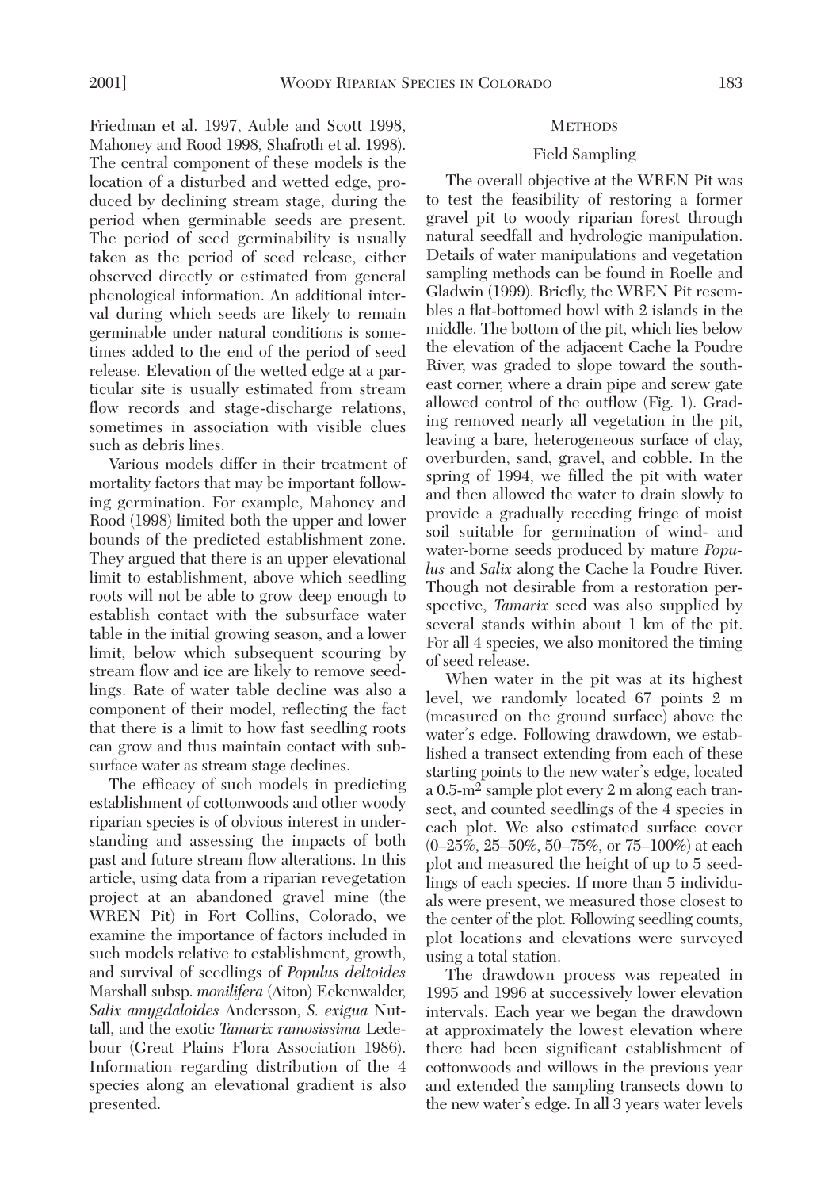Friedman et al. 1997, Auble and Scott 1998, Mahoney and Rood 1998, Shafroth et al. 1998). The central component of these models is the location of a disturbed and wetted edge, produced by declining stream stage, during the period when germinable seeds are present. The period of seed germinability is usually taken as the period of seed release, either observed directly or estimated from general phenological information. An additional interval during which seeds are likely to remain germinable under natural conditions is sometimes added to the end of the period of seed release. Elevation of the wetted edge at a particular site is usually estimated from stream flow records and stage-discharge relations, sometimes in association with visible clues such as debris lines.

Various models differ in their treatment of mortality factors that may be important following germination. For example, Mahoney and Rood (1998) limited both the upper and lower bounds of the predicted establishment zone. They argued that there is an upper elevational limit to establishment, above which seedling roots will not be able to grow deep enough to establish contact with the subsurface water table in the initial growing season, and a lower limit, below which subsequent scouring by stream flow and ice are likely to remove seedlings. Rate of water table decline was also a component of their model, reflecting the fact that there is a limit to how fast seedling roots can grow and thus maintain contact with subsurface water as stream stage declines.

The efficacy of such models in predicting establishment of cottonwoods and other woody riparian species is of obvious interest in understanding and assessing the impacts of both past and future stream flow alterations. In this article, using data from a riparian revegetation project at an abandoned gravel mine (the WREN Pit) in Fort Collins, Colorado, we examine the importance of factors included in such models relative to establishment, growth, and survival of seedlings of *Populus deltoides* Marshall subsp. *monilifera* (Aiton) Eckenwalder, *Salix amygdaloides* Andersson, *S. exigua* Nuttall, and the exotic *Tamarix ramosissima* Ledebour (Great Plains Flora Association 1986). Information regarding distribution of the 4 species along an elevational gradient is also presented.

## METHODS

### Field Sampling

The overall objective at the WREN Pit was to test the feasibility of restoring a former gravel pit to woody riparian forest through natural seedfall and hydrologic manipulation. Details of water manipulations and vegetation sampling methods can be found in Roelle and Gladwin (1999). Briefly, the WREN Pit resembles a flat-bottomed bowl with 2 islands in the middle. The bottom of the pit, which lies below the elevation of the adjacent Cache la Poudre River, was graded to slope toward the southeast corner, where a drain pipe and screw gate allowed control of the outflow (Fig. 1). Grading removed nearly all vegetation in the pit, leaving a bare, heterogeneous surface of clay, overburden, sand, gravel, and cobble. In the spring of 1994, we filled the pit with water and then allowed the water to drain slowly to provide a gradually receding fringe of moist soil suitable for germination of wind- and water-borne seeds produced by mature *Populus* and *Salix* along the Cache la Poudre River. Though not desirable from a restoration perspective, *Tamarix* seed was also supplied by several stands within about 1 km of the pit. For all 4 species, we also monitored the timing of seed release.

When water in the pit was at its highest level, we randomly located 67 points 2 m (measured on the ground surface) above the water's edge. Following drawdown, we established a transect extending from each of these starting points to the new water's edge, located a 0.5-$m^2$ sample plot every 2 m along each transect, and counted seedlings of the 4 species in each plot. We also estimated surface cover (0–25%, 25–50%, 50–75%, or 75–100%) at each plot and measured the height of up to 5 seedlings of each species. If more than 5 individuals were present, we measured those closest to the center of the plot. Following seedling counts, plot locations and elevations were surveyed using a total station.

The drawdown process was repeated in 1995 and 1996 at successively lower elevation intervals. Each year we began the drawdown at approximately the lowest elevation where there had been significant establishment of cottonwoods and willows in the previous year and extended the sampling transects down to the new water's edge. In all 3 years water levels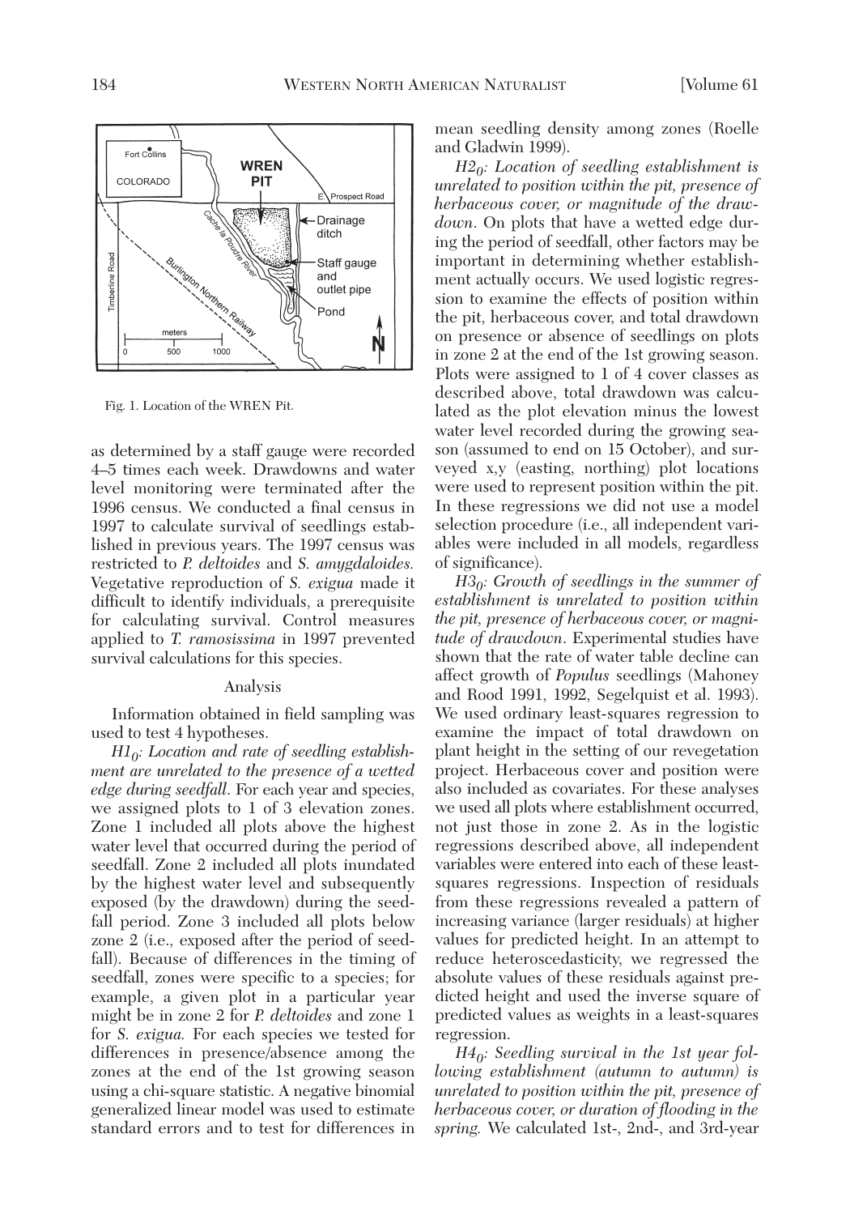Fig. 1. Location of the WREN Pit.

as determined by a staff gauge were recorded 4–5 times each week. Drawdowns and water level monitoring were terminated after the 1996 census. We conducted a final census in 1997 to calculate survival of seedlings established in previous years. The 1997 census was restricted to *P. deltoides* and *S. amygdaloides.* Vegetative reproduction of *S. exigua* made it difficult to identify individuals, a prerequisite for calculating survival. Control measures applied to *T. ramosissima* in 1997 prevented survival calculations for this species.

### Analysis

Information obtained in field sampling was used to test 4 hypotheses.

*$H1_0$: Location and rate of seedling establishment are unrelated to the presence of a wetted edge during seedfall.* For each year and species, we assigned plots to 1 of 3 elevation zones. Zone 1 included all plots above the highest water level that occurred during the period of seedfall. Zone 2 included all plots inundated by the highest water level and subsequently exposed (by the drawdown) during the seedfall period. Zone 3 included all plots below zone 2 (i.e., exposed after the period of seedfall). Because of differences in the timing of seedfall, zones were specific to a species; for example, a given plot in a particular year might be in zone 2 for *P. deltoides* and zone 1 for *S. exigua.* For each species we tested for differences in presence/absence among the zones at the end of the 1st growing season using a chi-square statistic. A negative binomial generalized linear model was used to estimate standard errors and to test for differences in mean seedling density among zones (Roelle and Gladwin 1999).

*$H2_0$: Location of seedling establishment is unrelated to position within the pit, presence of herbaceous cover, or magnitude of the drawdown*. On plots that have a wetted edge during the period of seedfall, other factors may be important in determining whether establishment actually occurs. We used logistic regression to examine the effects of position within the pit, herbaceous cover, and total drawdown on presence or absence of seedlings on plots in zone 2 at the end of the 1st growing season. Plots were assigned to 1 of 4 cover classes as described above, total drawdown was calculated as the plot elevation minus the lowest water level recorded during the growing season (assumed to end on 15 October), and surveyed x,y (easting, northing) plot locations were used to represent position within the pit. In these regressions we did not use a model selection procedure (i.e., all independent variables were included in all models, regardless of significance).

*$H3_0$: Growth of seedlings in the summer of establishment is unrelated to position within the pit, presence of herbaceous cover, or magnitude of drawdown*. Experimental studies have shown that the rate of water table decline can affect growth of *Populus* seedlings (Mahoney and Rood 1991, 1992, Segelquist et al. 1993). We used ordinary least-squares regression to examine the impact of total drawdown on plant height in the setting of our revegetation project. Herbaceous cover and position were also included as covariates. For these analyses we used all plots where establishment occurred, not just those in zone 2. As in the logistic regressions described above, all independent variables were entered into each of these least-squares regressions. Inspection of residuals from these regressions revealed a pattern of increasing variance (larger residuals) at higher values for predicted height. In an attempt to reduce heteroscedasticity, we regressed the absolute values of these residuals against predicted height and used the inverse square of predicted values as weights in a least-squares regression.

*$H4_0$: Seedling survival in the 1st year following establishment (autumn to autumn) is unrelated to position within the pit, presence of herbaceous cover, or duration of flooding in the spring.* We calculated 1st-, 2nd-, and 3rd-year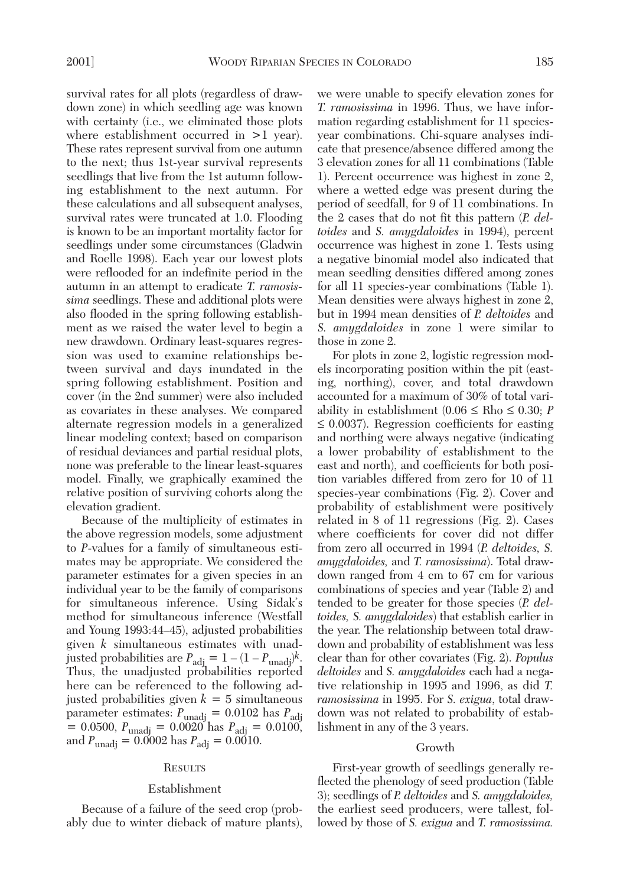survival rates for all plots (regardless of drawdown zone) in which seedling age was known with certainty (i.e., we eliminated those plots where establishment occurred in >1 year). These rates represent survival from one autumn to the next; thus 1st-year survival represents seedlings that live from the 1st autumn following establishment to the next autumn. For these calculations and all subsequent analyses, survival rates were truncated at 1.0. Flooding is known to be an important mortality factor for seedlings under some circumstances (Gladwin and Roelle 1998). Each year our lowest plots were reflooded for an indefinite period in the autumn in an attempt to eradicate *T. ramosissima* seedlings. These and additional plots were also flooded in the spring following establishment as we raised the water level to begin a new drawdown. Ordinary least-squares regression was used to examine relationships between survival and days inundated in the spring following establishment. Position and cover (in the 2nd summer) were also included as covariates in these analyses. We compared alternate regression models in a generalized linear modeling context; based on comparison of residual deviances and partial residual plots, none was preferable to the linear least-squares model. Finally, we graphically examined the relative position of surviving cohorts along the elevation gradient.

Because of the multiplicity of estimates in the above regression models, some adjustment to *P*-values for a family of simultaneous estimates may be appropriate. We considered the parameter estimates for a given species in an individual year to be the family of comparisons for simultaneous inference. Using Sidak's method for simultaneous inference (Westfall and Young 1993:44–45), adjusted probabilities given $k$ simultaneous estimates with unadjusted probabilities are $P_{adj} = 1 - (1 - P_{unadj})^k$. Thus, the unadjusted probabilities reported here can be referenced to the following adjusted probabilities given $k = 5$ simultaneous parameter estimates: $P_{unadj} = 0.0102$ has $P_{adj} = 0.0500$, $P_{unadj} = 0.0020$ has $P_{adj} = 0.0100$, and $P_{unadj} = 0.0002$ has $P_{adj} = 0.0010$.

## Results

### Establishment

Because of a failure of the seed crop (probably due to winter dieback of mature plants), we were unable to specify elevation zones for *T. ramosissima* in 1996. Thus, we have information regarding establishment for 11 species-year combinations. Chi-square analyses indicate that presence/absence differed among the 3 elevation zones for all 11 combinations (Table 1). Percent occurrence was highest in zone 2, where a wetted edge was present during the period of seedfall, for 9 of 11 combinations. In the 2 cases that do not fit this pattern (*P. deltoides* and *S. amygdaloides* in 1994), percent occurrence was highest in zone 1. Tests using a negative binomial model also indicated that mean seedling densities differed among zones for all 11 species-year combinations (Table 1). Mean densities were always highest in zone 2, but in 1994 mean densities of *P. deltoides* and *S. amygdaloides* in zone 1 were similar to those in zone 2.

For plots in zone 2, logistic regression models incorporating position within the pit (easting, northing), cover, and total drawdown accounted for a maximum of 30% of total variability in establishment ($0.06 \le \text{Rho} \le 0.30$; $P \le 0.0037$). Regression coefficients for easting and northing were always negative (indicating a lower probability of establishment to the east and north), and coefficients for both position variables differed from zero for 10 of 11 species-year combinations (Fig. 2). Cover and probability of establishment were positively related in 8 of 11 regressions (Fig. 2). Cases where coefficients for cover did not differ from zero all occurred in 1994 (*P. deltoides, S. amygdaloides,* and *T. ramosissima*). Total drawdown ranged from 4 cm to 67 cm for various combinations of species and year (Table 2) and tended to be greater for those species (*P. deltoides, S. amygdaloides*) that establish earlier in the year. The relationship between total drawdown and probability of establishment was less clear than for other covariates (Fig. 2). *Populus deltoides* and *S. amygdaloides* each had a negative relationship in 1995 and 1996, as did *T. ramosissima* in 1995. For *S. exigua*, total drawdown was not related to probability of establishment in any of the 3 years.

### Growth

First-year growth of seedlings generally reflected the phenology of seed production (Table 3); seedlings of *P. deltoides* and *S. amygdaloides*, the earliest seed producers, were tallest, followed by those of *S. exigua* and *T. ramosissima.*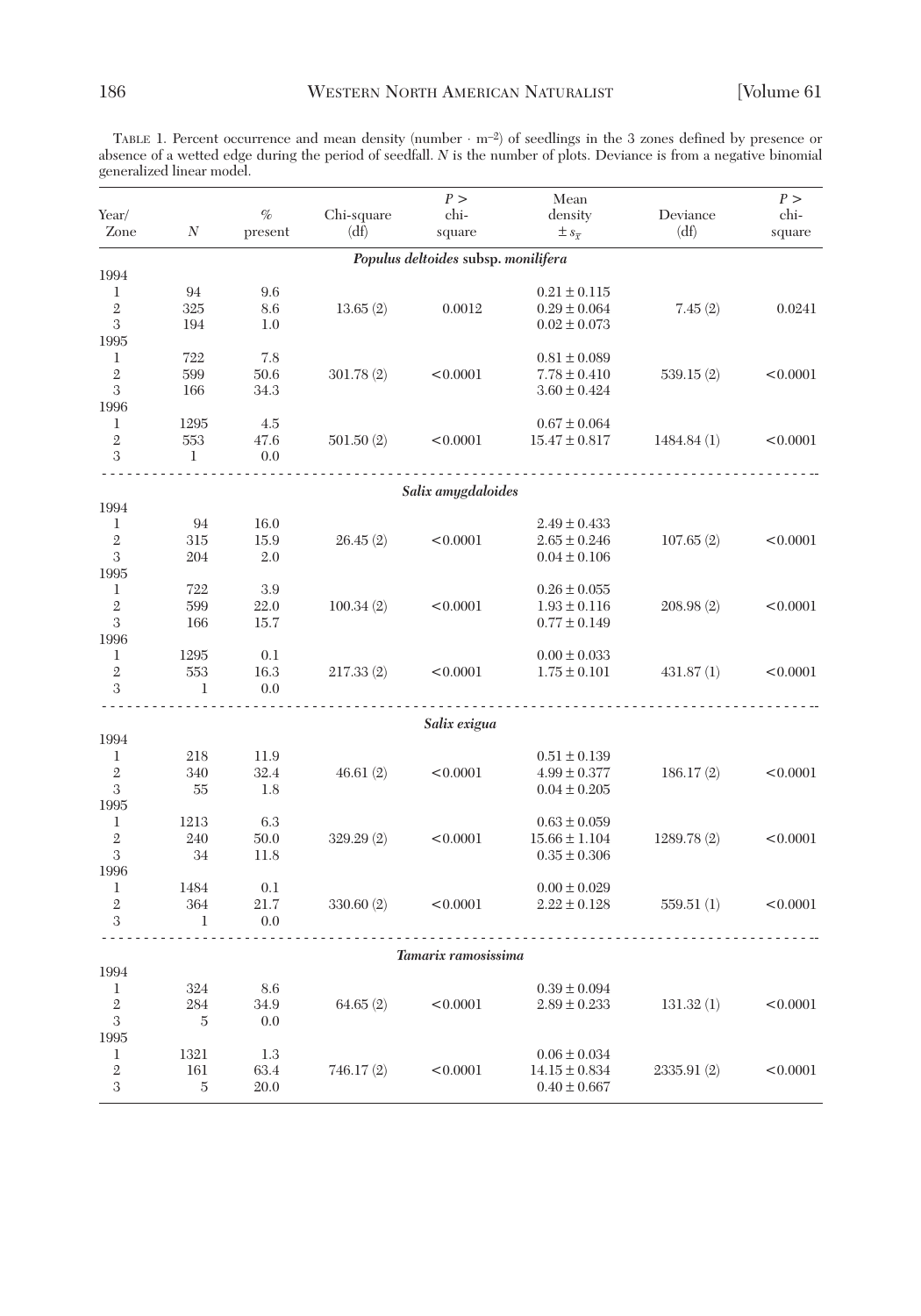TABLE 1. Percent occurrence and mean density (number · m$^{-2}$) of seedlings in the 3 zones defined by presence or absence of a wetted edge during the period of seedfall. $N$ is the number of plots. Deviance is from a negative binomial generalized linear model.

| Year/ Zone | $N$ | % present | Chi-square (df) | $P >$ chi-square | Mean density $\pm s_{\bar{x}}$ | Deviance (df) | $P >$ chi-square |
|---|---|---|---|---|---|---|---|
| ***Populus deltoides* subsp. *monilifera*** | | | | | | | |
| 1994 | | | | | | | |
| 1 | 94 | 9.6 | | | 0.21 ± 0.115 | | |
| 2 | 325 | 8.6 | 13.65 (2) | 0.0012 | 0.29 ± 0.064 | 7.45 (2) | 0.0241 |
| 3 | 194 | 1.0 | | | 0.02 ± 0.073 | | |
| 1995 | | | | | | | |
| 1 | 722 | 7.8 | | | 0.81 ± 0.089 | | |
| 2 | 599 | 50.6 | 301.78 (2) | <0.0001 | 7.78 ± 0.410 | 539.15 (2) | <0.0001 |
| 3 | 166 | 34.3 | | | 3.60 ± 0.424 | | |
| 1996 | | | | | | | |
| 1 | 1295 | 4.5 | | | 0.67 ± 0.064 | | |
| 2 | 553 | 47.6 | 501.50 (2) | <0.0001 | 15.47 ± 0.817 | 1484.84 (1) | <0.0001 |
| 3 | 1 | 0.0 | | | | | |
| ***Salix amygdaloides*** | | | | | | | |
| 1994 | | | | | | | |
| 1 | 94 | 16.0 | | | 2.49 ± 0.433 | | |
| 2 | 315 | 15.9 | 26.45 (2) | <0.0001 | 2.65 ± 0.246 | 107.65 (2) | <0.0001 |
| 3 | 204 | 2.0 | | | 0.04 ± 0.106 | | |
| 1995 | | | | | | | |
| 1 | 722 | 3.9 | | | 0.26 ± 0.055 | | |
| 2 | 599 | 22.0 | 100.34 (2) | <0.0001 | 1.93 ± 0.116 | 208.98 (2) | <0.0001 |
| 3 | 166 | 15.7 | | | 0.77 ± 0.149 | | |
| 1996 | | | | | | | |
| 1 | 1295 | 0.1 | | | 0.00 ± 0.033 | | |
| 2 | 553 | 16.3 | 217.33 (2) | <0.0001 | 1.75 ± 0.101 | 431.87 (1) | <0.0001 |
| 3 | 1 | 0.0 | | | | | |
| ***Salix exigua*** | | | | | | | |
| 1994 | | | | | | | |
| 1 | 218 | 11.9 | | | 0.51 ± 0.139 | | |
| 2 | 340 | 32.4 | 46.61 (2) | <0.0001 | 4.99 ± 0.377 | 186.17 (2) | <0.0001 |
| 3 | 55 | 1.8 | | | 0.04 ± 0.205 | | |
| 1995 | | | | | | | |
| 1 | 1213 | 6.3 | | | 0.63 ± 0.059 | | |
| 2 | 240 | 50.0 | 329.29 (2) | <0.0001 | 15.66 ± 1.104 | 1289.78 (2) | <0.0001 |
| 3 | 34 | 11.8 | | | 0.35 ± 0.306 | | |
| 1996 | | | | | | | |
| 1 | 1484 | 0.1 | | | 0.00 ± 0.029 | | |
| 2 | 364 | 21.7 | 330.60 (2) | <0.0001 | 2.22 ± 0.128 | 559.51 (1) | <0.0001 |
| 3 | 1 | 0.0 | | | | | |
| ***Tamarix ramosissima*** | | | | | | | |
| 1994 | | | | | | | |
| 1 | 324 | 8.6 | | | 0.39 ± 0.094 | | |
| 2 | 284 | 34.9 | 64.65 (2) | <0.0001 | 2.89 ± 0.233 | 131.32 (1) | <0.0001 |
| 3 | 5 | 0.0 | | | | | |
| 1995 | | | | | | | |
| 1 | 1321 | 1.3 | | | 0.06 ± 0.034 | | |
| 2 | 161 | 63.4 | 746.17 (2) | <0.0001 | 14.15 ± 0.834 | 2335.91 (2) | <0.0001 |
| 3 | 5 | 20.0 | | | 0.40 ± 0.667 | | |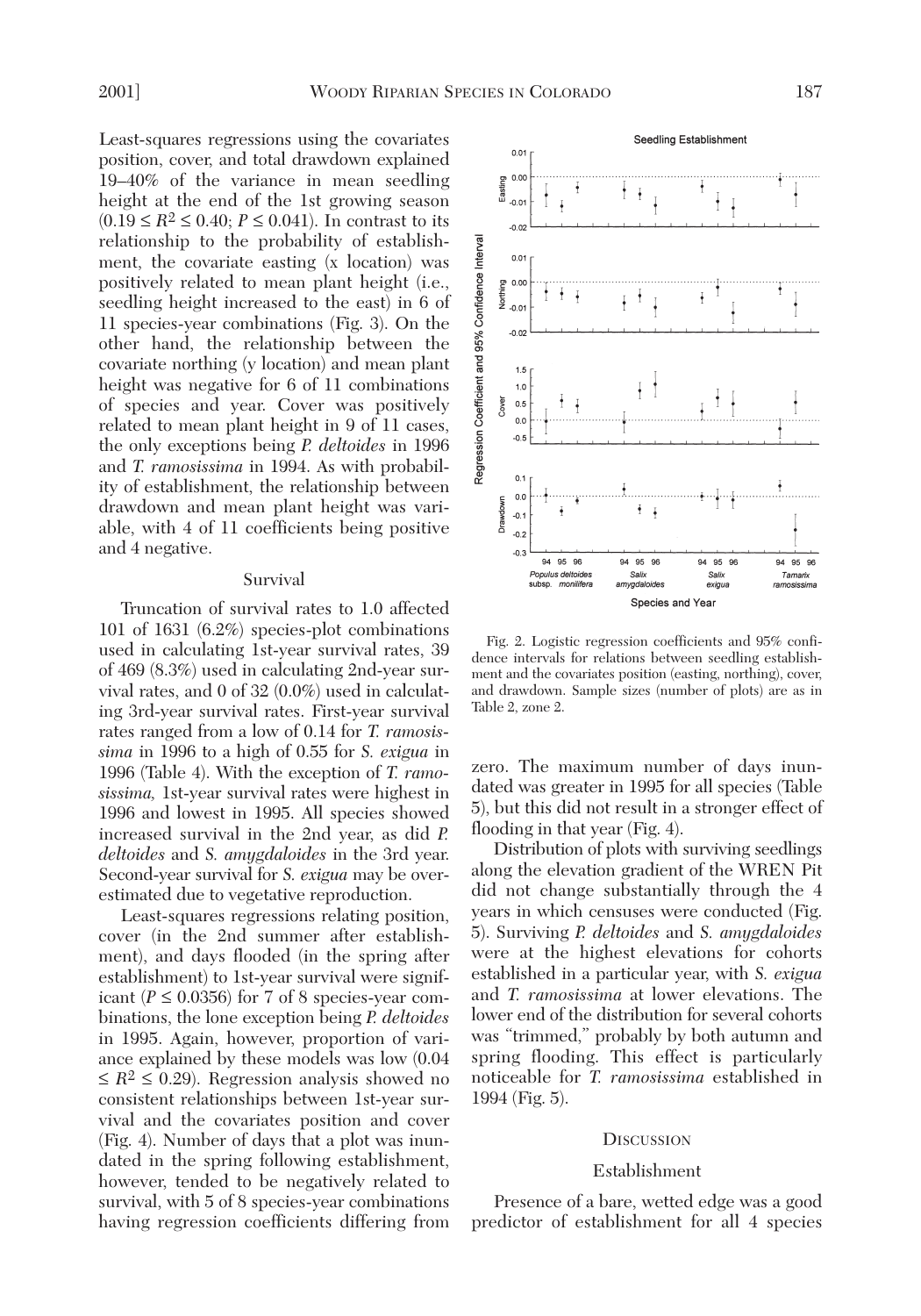Least-squares regressions using the covariates position, cover, and total drawdown explained 19–40% of the variance in mean seedling height at the end of the 1st growing season ($0.19 \leq R^2 \leq 0.40$; $P \leq 0.041$). In contrast to its relationship to the probability of establishment, the covariate easting (x location) was positively related to mean plant height (i.e., seedling height increased to the east) in 6 of 11 species-year combinations (Fig. 3). On the other hand, the relationship between the covariate northing (y location) and mean plant height was negative for 6 of 11 combinations of species and year. Cover was positively related to mean plant height in 9 of 11 cases, the only exceptions being *P. deltoides* in 1996 and *T. ramosissima* in 1994. As with probability of establishment, the relationship between drawdown and mean plant height was variable, with 4 of 11 coefficients being positive and 4 negative.

### Survival

Truncation of survival rates to 1.0 affected 101 of 1631 (6.2%) species-plot combinations used in calculating 1st-year survival rates, 39 of 469 (8.3%) used in calculating 2nd-year survival rates, and 0 of 32 (0.0%) used in calculating 3rd-year survival rates. First-year survival rates ranged from a low of 0.14 for *T. ramosissima* in 1996 to a high of 0.55 for *S. exigua* in 1996 (Table 4). With the exception of *T. ramosissima,* 1st-year survival rates were highest in 1996 and lowest in 1995. All species showed increased survival in the 2nd year, as did *P. deltoides* and *S. amygdaloides* in the 3rd year. Second-year survival for *S. exigua* may be overestimated due to vegetative reproduction.

Least-squares regressions relating position, cover (in the 2nd summer after establishment), and days flooded (in the spring after establishment) to 1st-year survival were significant ($P \leq 0.0356$) for 7 of 8 species-year combinations, the lone exception being *P. deltoides* in 1995. Again, however, proportion of variance explained by these models was low ($0.04 \leq R^2 \leq 0.29$). Regression analysis showed no consistent relationships between 1st-year survival and the covariates position and cover (Fig. 4). Number of days that a plot was inundated in the spring following establishment, however, tended to be negatively related to survival, with 5 of 8 species-year combinations having regression coefficients differing from zero. The maximum number of days inundated was greater in 1995 for all species (Table 5), but this did not result in a stronger effect of flooding in that year (Fig. 4).

Fig. 2. Logistic regression coefficients and 95% confidence intervals for relations between seedling establishment and the covariates position (easting, northing), cover, and drawdown. Sample sizes (number of plots) are as in Table 2, zone 2.

Distribution of plots with surviving seedlings along the elevation gradient of the WREN Pit did not change substantially through the 4 years in which censuses were conducted (Fig. 5). Surviving *P. deltoides* and *S. amygdaloides* were at the highest elevations for cohorts established in a particular year, with *S. exigua* and *T. ramosissima* at lower elevations. The lower end of the distribution for several cohorts was "trimmed," probably by both autumn and spring flooding. This effect is particularly noticeable for *T. ramosissima* established in 1994 (Fig. 5).

## Discussion

### Establishment

Presence of a bare, wetted edge was a good predictor of establishment for all 4 species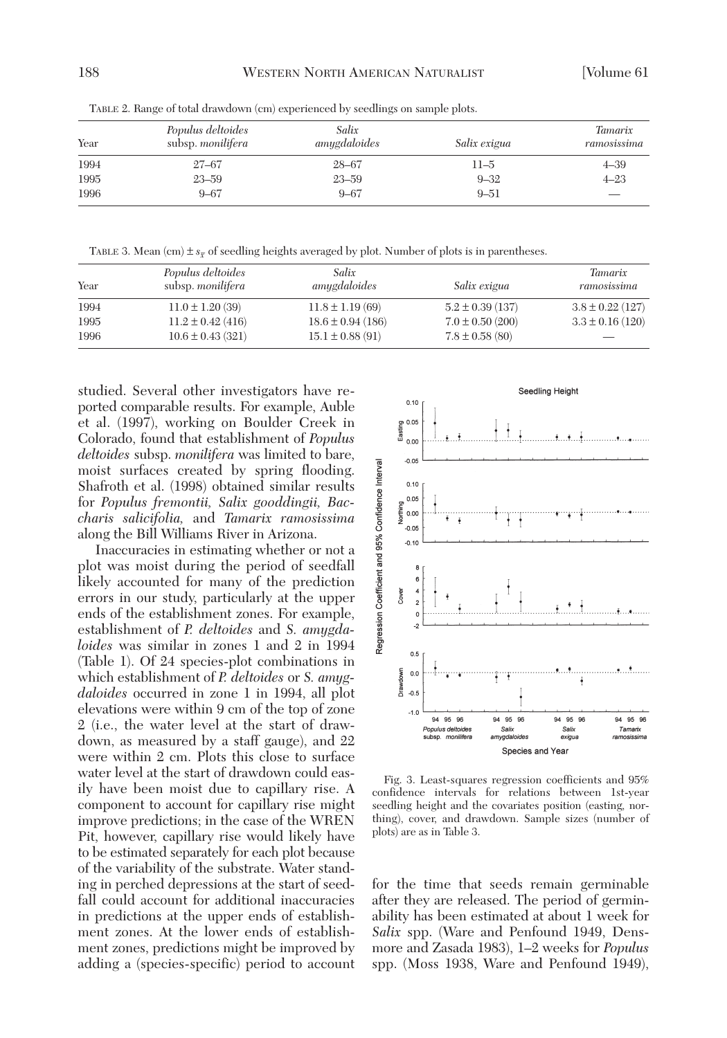TABLE 2. Range of total drawdown (cm) experienced by seedlings on sample plots.

| Year | *Populus deltoides* subsp. *monilifera* | *Salix amygdaloides* | *Salix exigua* | *Tamarix ramosissima* |
|---|---|---|---|---|
| 1994 | 27–67 | 28–67 | 11–5 | 4–39 |
| 1995 | 23–59 | 23–59 | 9–32 | 4–23 |
| 1996 | 9–67 | 9–67 | 9–51 | — |

TABLE 3. Mean (cm) ± $s_{\bar{x}}$ of seedling heights averaged by plot. Number of plots is in parentheses.

| Year | *Populus deltoides* subsp. *monilifera* | *Salix amygdaloides* | *Salix exigua* | *Tamarix ramosissima* |
|---|---|---|---|---|
| 1994 | 11.0 ± 1.20 (39) | 11.8 ± 1.19 (69) | 5.2 ± 0.39 (137) | 3.8 ± 0.22 (127) |
| 1995 | 11.2 ± 0.42 (416) | 18.6 ± 0.94 (186) | 7.0 ± 0.50 (200) | 3.3 ± 0.16 (120) |
| 1996 | 10.6 ± 0.43 (321) | 15.1 ± 0.88 (91) | 7.8 ± 0.58 (80) | — |

studied. Several other investigators have reported comparable results. For example, Auble et al. (1997), working on Boulder Creek in Colorado, found that establishment of *Populus deltoides* subsp. *monilifera* was limited to bare, moist surfaces created by spring flooding. Shafroth et al. (1998) obtained similar results for *Populus fremontii*, *Salix gooddingii*, *Baccharis salicifolia*, and *Tamarix ramosissima* along the Bill Williams River in Arizona.

Inaccuracies in estimating whether or not a plot was moist during the period of seedfall likely accounted for many of the prediction errors in our study, particularly at the upper ends of the establishment zones. For example, establishment of *P. deltoides* and *S. amygdaloides* was similar in zones 1 and 2 in 1994 (Table 1). Of 24 species-plot combinations in which establishment of *P. deltoides* or *S. amygdaloides* occurred in zone 1 in 1994, all plot elevations were within 9 cm of the top of zone 2 (i.e., the water level at the start of drawdown, as measured by a staff gauge), and 22 were within 2 cm. Plots this close to surface water level at the start of drawdown could easily have been moist due to capillary rise. A component to account for capillary rise might improve predictions; in the case of the WREN Pit, however, capillary rise would likely have to be estimated separately for each plot because of the variability of the substrate. Water standing in perched depressions at the start of seedfall could account for additional inaccuracies in predictions at the upper ends of establishment zones. At the lower ends of establishment zones, predictions might be improved by adding a (species-specific) period to account for the time that seeds remain germinable after they are released. The period of germinability has been estimated at about 1 week for *Salix* spp. (Ware and Penfound 1949, Densmore and Zasada 1983), 1–2 weeks for *Populus* spp. (Moss 1938, Ware and Penfound 1949),

Fig. 3. Least-squares regression coefficients and 95% confidence intervals for relations between 1st-year seedling height and the covariates position (easting, northing), cover, and drawdown. Sample sizes (number of plots) are as in Table 3.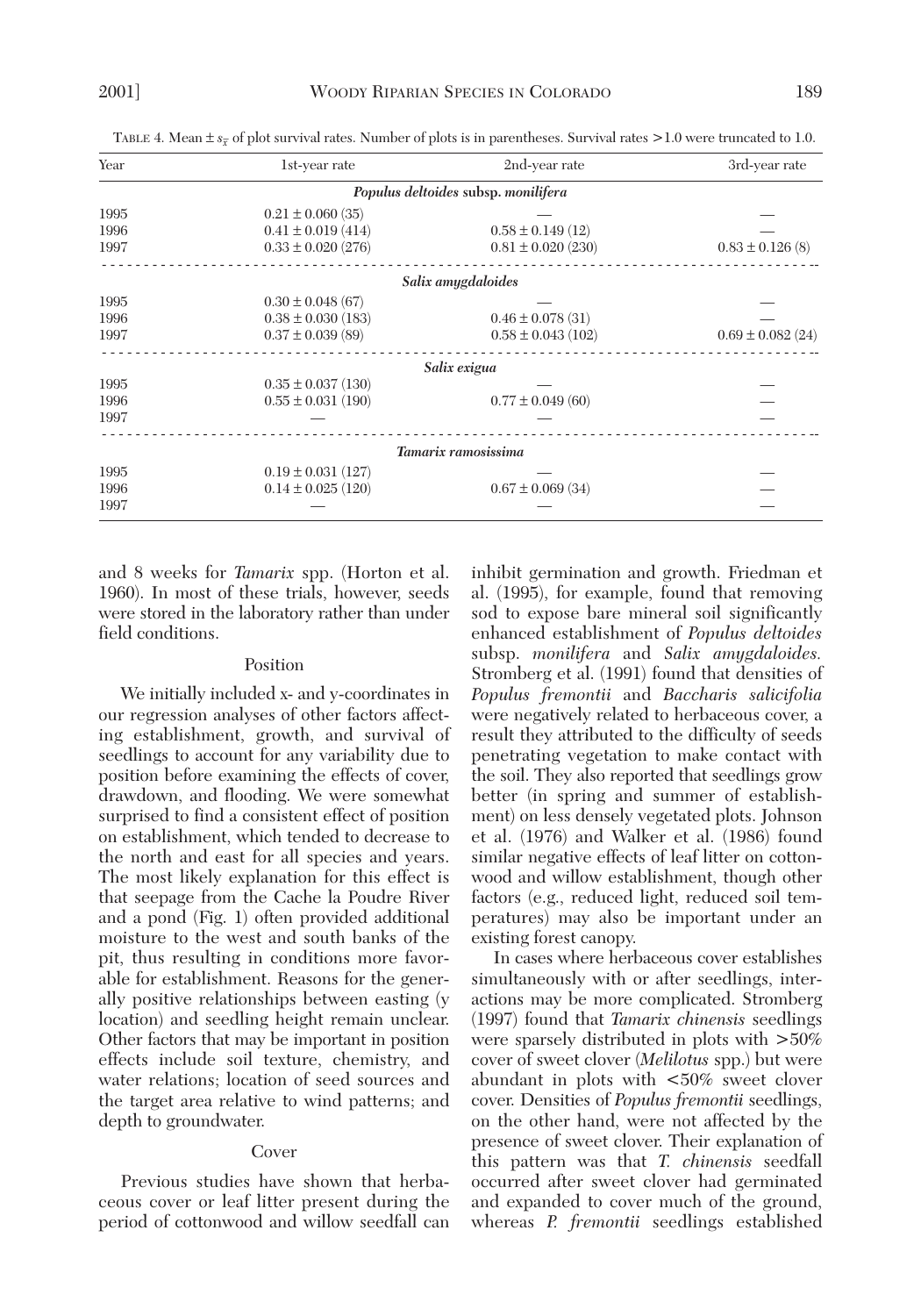TABLE 4. Mean ± $s_{\bar{x}}$ of plot survival rates. Number of plots is in parentheses. Survival rates >1.0 were truncated to 1.0.

| Year | 1st-year rate | 2nd-year rate | 3rd-year rate |
|---|---|---|---|
| | ***Populus deltoides* subsp. *monilifera*** | | |
| 1995 | 0.21 ± 0.060 (35) | — | — |
| 1996 | 0.41 ± 0.019 (414) | 0.58 ± 0.149 (12) | — |
| 1997 | 0.33 ± 0.020 (276) | 0.81 ± 0.020 (230) | 0.83 ± 0.126 (8) |
| | ***Salix amygdaloides*** | | |
| 1995 | 0.30 ± 0.048 (67) | — | — |
| 1996 | 0.38 ± 0.030 (183) | 0.46 ± 0.078 (31) | — |
| 1997 | 0.37 ± 0.039 (89) | 0.58 ± 0.043 (102) | 0.69 ± 0.082 (24) |
| | ***Salix exigua*** | | |
| 1995 | 0.35 ± 0.037 (130) | — | — |
| 1996 | 0.55 ± 0.031 (190) | 0.77 ± 0.049 (60) | — |
| 1997 | — | — | — |
| | ***Tamarix ramosissima*** | | |
| 1995 | 0.19 ± 0.031 (127) | — | — |
| 1996 | 0.14 ± 0.025 (120) | 0.67 ± 0.069 (34) | — |
| 1997 | — | — | — |

and 8 weeks for *Tamarix* spp. (Horton et al. 1960). In most of these trials, however, seeds were stored in the laboratory rather than under field conditions.

### Position

We initially included x- and y-coordinates in our regression analyses of other factors affecting establishment, growth, and survival of seedlings to account for any variability due to position before examining the effects of cover, drawdown, and flooding. We were somewhat surprised to find a consistent effect of position on establishment, which tended to decrease to the north and east for all species and years. The most likely explanation for this effect is that seepage from the Cache la Poudre River and a pond (Fig. 1) often provided additional moisture to the west and south banks of the pit, thus resulting in conditions more favorable for establishment. Reasons for the generally positive relationships between easting (y location) and seedling height remain unclear. Other factors that may be important in position effects include soil texture, chemistry, and water relations; location of seed sources and the target area relative to wind patterns; and depth to groundwater.

### Cover

Previous studies have shown that herbaceous cover or leaf litter present during the period of cottonwood and willow seedfall can inhibit germination and growth. Friedman et al. (1995), for example, found that removing sod to expose bare mineral soil significantly enhanced establishment of *Populus deltoides* subsp. *monilifera* and *Salix amygdaloides.* Stromberg et al. (1991) found that densities of *Populus fremontii* and *Baccharis salicifolia* were negatively related to herbaceous cover, a result they attributed to the difficulty of seeds penetrating vegetation to make contact with the soil. They also reported that seedlings grow better (in spring and summer of establishment) on less densely vegetated plots. Johnson et al. (1976) and Walker et al. (1986) found similar negative effects of leaf litter on cottonwood and willow establishment, though other factors (e.g., reduced light, reduced soil temperatures) may also be important under an existing forest canopy.

In cases where herbaceous cover establishes simultaneously with or after seedlings, interactions may be more complicated. Stromberg (1997) found that *Tamarix chinensis* seedlings were sparsely distributed in plots with >50% cover of sweet clover (*Melilotus* spp.) but were abundant in plots with <50% sweet clover cover. Densities of *Populus fremontii* seedlings, on the other hand, were not affected by the presence of sweet clover. Their explanation of this pattern was that *T. chinensis* seedfall occurred after sweet clover had germinated and expanded to cover much of the ground, whereas *P. fremontii* seedlings established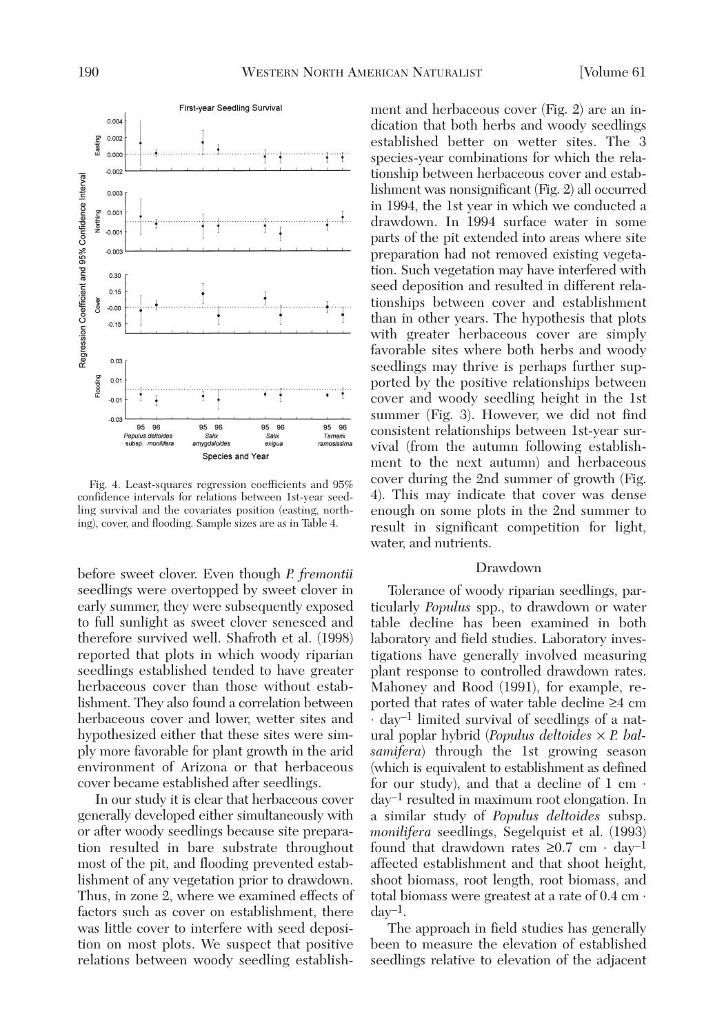Fig. 4. Least-squares regression coefficients and 95% confidence intervals for relations between 1st-year seedling survival and the covariates position (easting, northing), cover, and flooding. Sample sizes are as in Table 4.

before sweet clover. Even though *P. fremontii* seedlings were overtopped by sweet clover in early summer, they were subsequently exposed to full sunlight as sweet clover senesced and therefore survived well. Shafroth et al. (1998) reported that plots in which woody riparian seedlings established tended to have greater herbaceous cover than those without establishment. They also found a correlation between herbaceous cover and lower, wetter sites and hypothesized either that these sites were simply more favorable for plant growth in the arid environment of Arizona or that herbaceous cover became established after seedlings.

In our study it is clear that herbaceous cover generally developed either simultaneously with or after woody seedlings because site preparation resulted in bare substrate throughout most of the pit, and flooding prevented establishment of any vegetation prior to drawdown. Thus, in zone 2, where we examined effects of factors such as cover on establishment, there was little cover to interfere with seed deposition on most plots. We suspect that positive relations between woody seedling establishment and herbaceous cover (Fig. 2) are an indication that both herbs and woody seedlings established better on wetter sites. The 3 species-year combinations for which the relationship between herbaceous cover and establishment was nonsignificant (Fig. 2) all occurred in 1994, the 1st year in which we conducted a drawdown. In 1994 surface water in some parts of the pit extended into areas where site preparation had not removed existing vegetation. Such vegetation may have interfered with seed deposition and resulted in different relationships between cover and establishment than in other years. The hypothesis that plots with greater herbaceous cover are simply favorable sites where both herbs and woody seedlings may thrive is perhaps further supported by the positive relationships between cover and woody seedling height in the 1st summer (Fig. 3). However, we did not find consistent relationships between 1st-year survival (from the autumn following establishment to the next autumn) and herbaceous cover during the 2nd summer of growth (Fig. 4). This may indicate that cover was dense enough on some plots in the 2nd summer to result in significant competition for light, water, and nutrients.

## Drawdown

Tolerance of woody riparian seedlings, particularly *Populus* spp., to drawdown or water table decline has been examined in both laboratory and field studies. Laboratory investigations have generally involved measuring plant response to controlled drawdown rates. Mahoney and Rood (1991), for example, reported that rates of water table decline ≥4 cm · day$^{-1}$ limited survival of seedlings of a natural poplar hybrid (*Populus deltoides* × *P. balsamifera*) through the 1st growing season (which is equivalent to establishment as defined for our study), and that a decline of 1 cm · day$^{-1}$ resulted in maximum root elongation. In a similar study of *Populus deltoides* subsp. *monilifera* seedlings, Segelquist et al. (1993) found that drawdown rates ≥0.7 cm · day$^{-1}$ affected establishment and that shoot height, shoot biomass, root length, root biomass, and total biomass were greatest at a rate of 0.4 cm · day$^{-1}$.

The approach in field studies has generally been to measure the elevation of established seedlings relative to elevation of the adjacent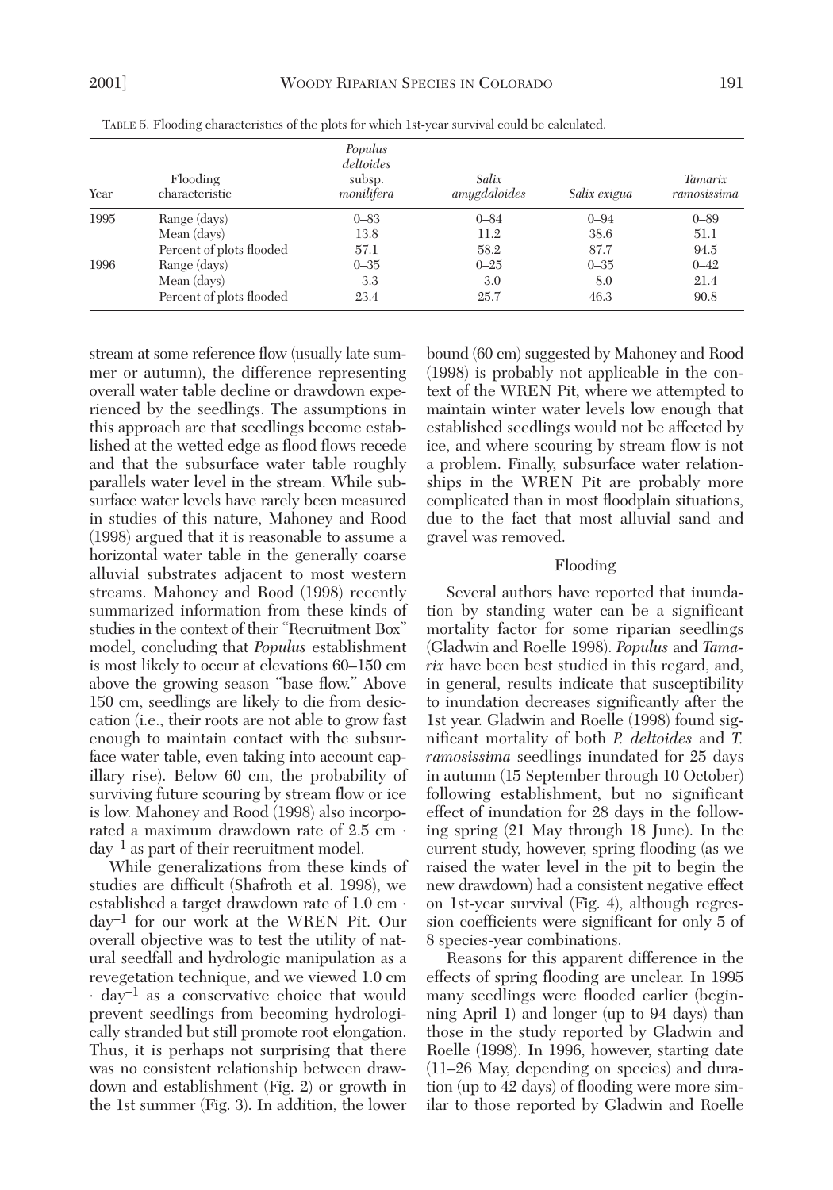TABLE 5. Flooding characteristics of the plots for which 1st-year survival could be calculated.

| Year | Flooding characteristic | *Populus deltoides* subsp. *monilifera* | *Salix amygdaloides* | *Salix exigua* | *Tamarix ramosissima* |
|---|---|---|---|---|---|
| 1995 | Range (days) | 0–83 | 0–84 | 0–94 | 0–89 |
| | Mean (days) | 13.8 | 11.2 | 38.6 | 51.1 |
| | Percent of plots flooded | 57.1 | 58.2 | 87.7 | 94.5 |
| 1996 | Range (days) | 0–35 | 0–25 | 0–35 | 0–42 |
| | Mean (days) | 3.3 | 3.0 | 8.0 | 21.4 |
| | Percent of plots flooded | 23.4 | 25.7 | 46.3 | 90.8 |

stream at some reference flow (usually late summer or autumn), the difference representing overall water table decline or drawdown experienced by the seedlings. The assumptions in this approach are that seedlings become established at the wetted edge as flood flows recede and that the subsurface water table roughly parallels water level in the stream. While subsurface water levels have rarely been measured in studies of this nature, Mahoney and Rood (1998) argued that it is reasonable to assume a horizontal water table in the generally coarse alluvial substrates adjacent to most western streams. Mahoney and Rood (1998) recently summarized information from these kinds of studies in the context of their "Recruitment Box" model, concluding that *Populus* establishment is most likely to occur at elevations 60–150 cm above the growing season "base flow." Above 150 cm, seedlings are likely to die from desiccation (i.e., their roots are not able to grow fast enough to maintain contact with the subsurface water table, even taking into account capillary rise). Below 60 cm, the probability of surviving future scouring by stream flow or ice is low. Mahoney and Rood (1998) also incorporated a maximum drawdown rate of 2.5 cm · $day^{-1}$ as part of their recruitment model.

While generalizations from these kinds of studies are difficult (Shafroth et al. 1998), we established a target drawdown rate of 1.0 cm · $day^{-1}$ for our work at the WREN Pit. Our overall objective was to test the utility of natural seedfall and hydrologic manipulation as a revegetation technique, and we viewed 1.0 cm · $day^{-1}$ as a conservative choice that would prevent seedlings from becoming hydrologically stranded but still promote root elongation. Thus, it is perhaps not surprising that there was no consistent relationship between drawdown and establishment (Fig. 2) or growth in the 1st summer (Fig. 3). In addition, the lower bound (60 cm) suggested by Mahoney and Rood (1998) is probably not applicable in the context of the WREN Pit, where we attempted to maintain winter water levels low enough that established seedlings would not be affected by ice, and where scouring by stream flow is not a problem. Finally, subsurface water relationships in the WREN Pit are probably more complicated than in most floodplain situations, due to the fact that most alluvial sand and gravel was removed.

### Flooding

Several authors have reported that inundation by standing water can be a significant mortality factor for some riparian seedlings (Gladwin and Roelle 1998). *Populus* and *Tamarix* have been best studied in this regard, and, in general, results indicate that susceptibility to inundation decreases significantly after the 1st year. Gladwin and Roelle (1998) found significant mortality of both *P. deltoides* and *T. ramosissima* seedlings inundated for 25 days in autumn (15 September through 10 October) following establishment, but no significant effect of inundation for 28 days in the following spring (21 May through 18 June). In the current study, however, spring flooding (as we raised the water level in the pit to begin the new drawdown) had a consistent negative effect on 1st-year survival (Fig. 4), although regression coefficients were significant for only 5 of 8 species-year combinations.

Reasons for this apparent difference in the effects of spring flooding are unclear. In 1995 many seedlings were flooded earlier (beginning April 1) and longer (up to 94 days) than those in the study reported by Gladwin and Roelle (1998). In 1996, however, starting date (11–26 May, depending on species) and duration (up to 42 days) of flooding were more similar to those reported by Gladwin and Roelle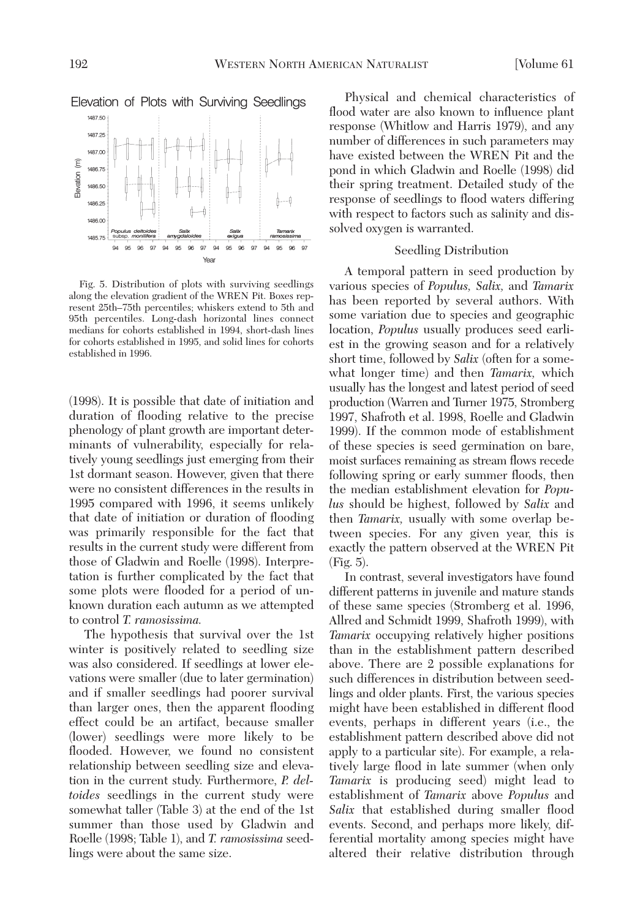(1998). It is possible that date of initiation and duration of flooding relative to the precise phenology of plant growth are important determinants of vulnerability, especially for relatively young seedlings just emerging from their 1st dormant season. However, given that there were no consistent differences in the results in 1995 compared with 1996, it seems unlikely that date of initiation or duration of flooding was primarily responsible for the fact that results in the current study were different from those of Gladwin and Roelle (1998). Interpretation is further complicated by the fact that some plots were flooded for a period of unknown duration each autumn as we attempted to control *T. ramosissima.*

The hypothesis that survival over the 1st winter is positively related to seedling size was also considered. If seedlings at lower elevations were smaller (due to later germination) and if smaller seedlings had poorer survival than larger ones, then the apparent flooding effect could be an artifact, because smaller (lower) seedlings were more likely to be flooded. However, we found no consistent relationship between seedling size and elevation in the current study. Furthermore, *P. deltoides* seedlings in the current study were somewhat taller (Table 3) at the end of the 1st summer than those used by Gladwin and Roelle (1998; Table 1), and *T. ramosissima* seedlings were about the same size.

Fig. 5. Distribution of plots with surviving seedlings along the elevation gradient of the WREN Pit. Boxes represent 25th–75th percentiles; whiskers extend to 5th and 95th percentiles. Long-dash horizontal lines connect medians for cohorts established in 1994, short-dash lines for cohorts established in 1995, and solid lines for cohorts established in 1996.

Physical and chemical characteristics of flood water are also known to influence plant response (Whitlow and Harris 1979), and any number of differences in such parameters may have existed between the WREN Pit and the pond in which Gladwin and Roelle (1998) did their spring treatment. Detailed study of the response of seedlings to flood waters differing with respect to factors such as salinity and dissolved oxygen is warranted.

### Seedling Distribution

A temporal pattern in seed production by various species of *Populus, Salix,* and *Tamarix* has been reported by several authors. With some variation due to species and geographic location, *Populus* usually produces seed earliest in the growing season and for a relatively short time, followed by *Salix* (often for a somewhat longer time) and then *Tamarix,* which usually has the longest and latest period of seed production (Warren and Turner 1975, Stromberg 1997, Shafroth et al. 1998, Roelle and Gladwin 1999). If the common mode of establishment of these species is seed germination on bare, moist surfaces remaining as stream flows recede following spring or early summer floods, then the median establishment elevation for *Populus* should be highest, followed by *Salix* and then *Tamarix,* usually with some overlap between species. For any given year, this is exactly the pattern observed at the WREN Pit (Fig. 5).

In contrast, several investigators have found different patterns in juvenile and mature stands of these same species (Stromberg et al. 1996, Allred and Schmidt 1999, Shafroth 1999), with *Tamarix* occupying relatively higher positions than in the establishment pattern described above. There are 2 possible explanations for such differences in distribution between seedlings and older plants. First, the various species might have been established in different flood events, perhaps in different years (i.e., the establishment pattern described above did not apply to a particular site). For example, a relatively large flood in late summer (when only *Tamarix* is producing seed) might lead to establishment of *Tamarix* above *Populus* and *Salix* that established during smaller flood events. Second, and perhaps more likely, differential mortality among species might have altered their relative distribution through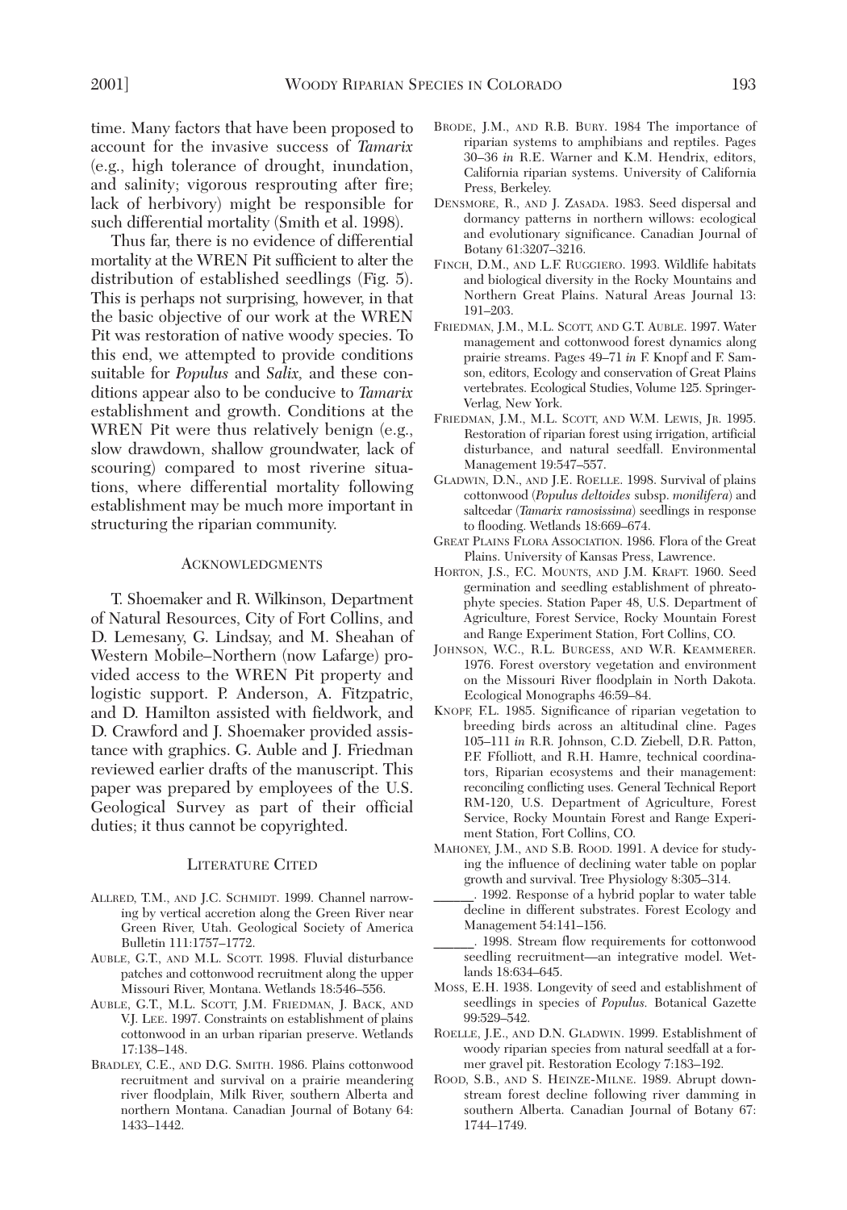time. Many factors that have been proposed to account for the invasive success of *Tamarix* (e.g., high tolerance of drought, inundation, and salinity; vigorous resprouting after fire; lack of herbivory) might be responsible for such differential mortality (Smith et al. 1998).

Thus far, there is no evidence of differential mortality at the WREN Pit sufficient to alter the distribution of established seedlings (Fig. 5). This is perhaps not surprising, however, in that the basic objective of our work at the WREN Pit was restoration of native woody species. To this end, we attempted to provide conditions suitable for *Populus* and *Salix*, and these conditions appear also to be conducive to *Tamarix* establishment and growth. Conditions at the WREN Pit were thus relatively benign (e.g., slow drawdown, shallow groundwater, lack of scouring) compared to most riverine situations, where differential mortality following establishment may be much more important in structuring the riparian community.

## Acknowledgments

T. Shoemaker and R. Wilkinson, Department of Natural Resources, City of Fort Collins, and D. Lemesany, G. Lindsay, and M. Sheahan of Western Mobile–Northern (now Lafarge) provided access to the WREN Pit property and logistic support. P. Anderson, A. Fitzpatric, and D. Hamilton assisted with fieldwork, and D. Crawford and J. Shoemaker provided assistance with graphics. G. Auble and J. Friedman reviewed earlier drafts of the manuscript. This paper was prepared by employees of the U.S. Geological Survey as part of their official duties; it thus cannot be copyrighted.

## Literature Cited

Allred, T.M., and J.C. Schmidt. 1999. Channel narrowing by vertical accretion along the Green River near Green River, Utah. Geological Society of America Bulletin 111:1757–1772.

Auble, G.T., and M.L. Scott. 1998. Fluvial disturbance patches and cottonwood recruitment along the upper Missouri River, Montana. Wetlands 18:546–556.

Auble, G.T., M.L. Scott, J.M. Friedman, J. Back, and V.J. Lee. 1997. Constraints on establishment of plains cottonwood in an urban riparian preserve. Wetlands 17:138–148.

Bradley, C.E., and D.G. Smith. 1986. Plains cottonwood recruitment and survival on a prairie meandering river floodplain, Milk River, southern Alberta and northern Montana. Canadian Journal of Botany 64: 1433–1442.

Brode, J.M., and R.B. Bury. 1984 The importance of riparian systems to amphibians and reptiles. Pages 30–36 *in* R.E. Warner and K.M. Hendrix, editors, California riparian systems. University of California Press, Berkeley.

Densmore, R., and J. Zasada. 1983. Seed dispersal and dormancy patterns in northern willows: ecological and evolutionary significance. Canadian Journal of Botany 61:3207–3216.

Finch, D.M., and L.F. Ruggiero. 1993. Wildlife habitats and biological diversity in the Rocky Mountains and Northern Great Plains. Natural Areas Journal 13: 191–203.

Friedman, J.M., M.L. Scott, and G.T. Auble. 1997. Water management and cottonwood forest dynamics along prairie streams. Pages 49–71 *in* F. Knopf and F. Samson, editors, Ecology and conservation of Great Plains vertebrates. Ecological Studies, Volume 125. Springer-Verlag, New York.

Friedman, J.M., M.L. Scott, and W.M. Lewis, Jr. 1995. Restoration of riparian forest using irrigation, artificial disturbance, and natural seedfall. Environmental Management 19:547–557.

Gladwin, D.N., and J.E. Roelle. 1998. Survival of plains cottonwood (*Populus deltoides* subsp. *monilifera*) and saltcedar (*Tamarix ramosissima*) seedlings in response to flooding. Wetlands 18:669–674.

Great Plains Flora Association. 1986. Flora of the Great Plains. University of Kansas Press, Lawrence.

Horton, J.S., F.C. Mounts, and J.M. Kraft. 1960. Seed germination and seedling establishment of phreatophyte species. Station Paper 48, U.S. Department of Agriculture, Forest Service, Rocky Mountain Forest and Range Experiment Station, Fort Collins, CO.

Johnson, W.C., R.L. Burgess, and W.R. Keammerer. 1976. Forest overstory vegetation and environment on the Missouri River floodplain in North Dakota. Ecological Monographs 46:59–84.

Knopf, F.L. 1985. Significance of riparian vegetation to breeding birds across an altitudinal cline. Pages 105–111 *in* R.R. Johnson, C.D. Ziebell, D.R. Patton, P.F. Ffolliott, and R.H. Hamre, technical coordinators, Riparian ecosystems and their management: reconciling conflicting uses. General Technical Report RM-120, U.S. Department of Agriculture, Forest Service, Rocky Mountain Forest and Range Experiment Station, Fort Collins, CO.

Mahoney, J.M., and S.B. Rood. 1991. A device for studying the influence of declining water table on poplar growth and survival. Tree Physiology 8:305–314.

______. 1992. Response of a hybrid poplar to water table decline in different substrates. Forest Ecology and Management 54:141–156.

______. 1998. Stream flow requirements for cottonwood seedling recruitment—an integrative model. Wetlands 18:634–645.

Moss, E.H. 1938. Longevity of seed and establishment of seedlings in species of *Populus*. Botanical Gazette 99:529–542.

Roelle, J.E., and D.N. Gladwin. 1999. Establishment of woody riparian species from natural seedfall at a former gravel pit. Restoration Ecology 7:183–192.

Rood, S.B., and S. Heinze-Milne. 1989. Abrupt downstream forest decline following river damming in southern Alberta. Canadian Journal of Botany 67: 1744–1749.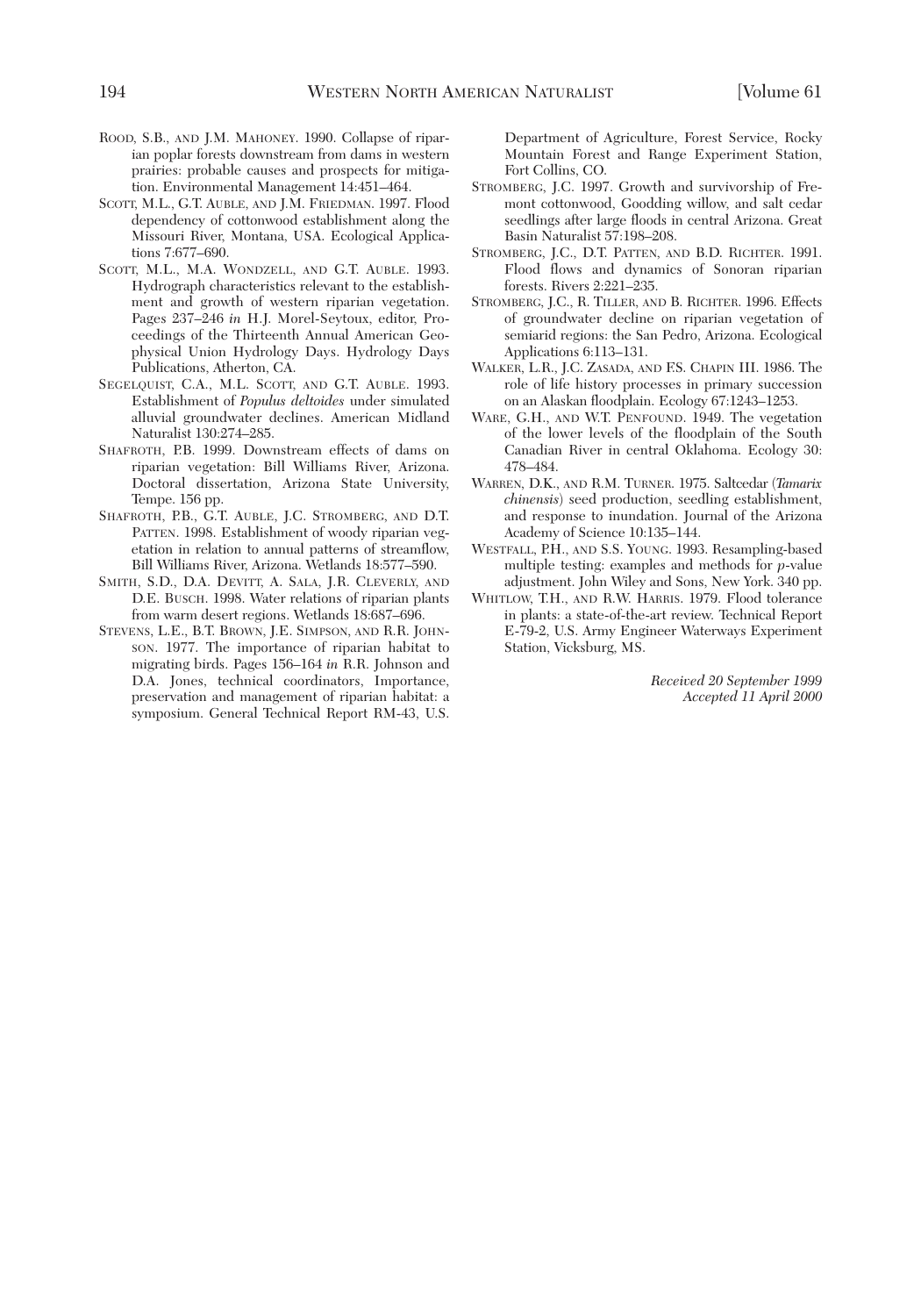ROOD, S.B., AND J.M. MAHONEY. 1990. Collapse of riparian poplar forests downstream from dams in western prairies: probable causes and prospects for mitigation. Environmental Management 14:451–464.

SCOTT, M.L., G.T. AUBLE, AND J.M. FRIEDMAN. 1997. Flood dependency of cottonwood establishment along the Missouri River, Montana, USA. Ecological Applications 7:677–690.

SCOTT, M.L., M.A. WONDZELL, AND G.T. AUBLE. 1993. Hydrograph characteristics relevant to the establishment and growth of western riparian vegetation. Pages 237–246 *in* H.J. Morel-Seytoux, editor, Proceedings of the Thirteenth Annual American Geophysical Union Hydrology Days. Hydrology Days Publications, Atherton, CA.

SEGELQUIST, C.A., M.L. SCOTT, AND G.T. AUBLE. 1993. Establishment of *Populus deltoides* under simulated alluvial groundwater declines. American Midland Naturalist 130:274–285.

SHAFROTH, P.B. 1999. Downstream effects of dams on riparian vegetation: Bill Williams River, Arizona. Doctoral dissertation, Arizona State University, Tempe. 156 pp.

SHAFROTH, P.B., G.T. AUBLE, J.C. STROMBERG, AND D.T. PATTEN. 1998. Establishment of woody riparian vegetation in relation to annual patterns of streamflow, Bill Williams River, Arizona. Wetlands 18:577–590.

SMITH, S.D., D.A. DEVITT, A. SALA, J.R. CLEVERLY, AND D.E. BUSCH. 1998. Water relations of riparian plants from warm desert regions. Wetlands 18:687–696.

STEVENS, L.E., B.T. BROWN, J.E. SIMPSON, AND R.R. JOHNSON. 1977. The importance of riparian habitat to migrating birds. Pages 156–164 *in* R.R. Johnson and D.A. Jones, technical coordinators, Importance, preservation and management of riparian habitat: a symposium. General Technical Report RM-43, U.S. Department of Agriculture, Forest Service, Rocky Mountain Forest and Range Experiment Station, Fort Collins, CO.

STROMBERG, J.C. 1997. Growth and survivorship of Fremont cottonwood, Goodding willow, and salt cedar seedlings after large floods in central Arizona. Great Basin Naturalist 57:198–208.

STROMBERG, J.C., D.T. PATTEN, AND B.D. RICHTER. 1991. Flood flows and dynamics of Sonoran riparian forests. Rivers 2:221–235.

STROMBERG, J.C., R. TILLER, AND B. RICHTER. 1996. Effects of groundwater decline on riparian vegetation of semiarid regions: the San Pedro, Arizona. Ecological Applications 6:113–131.

WALKER, L.R., J.C. ZASADA, AND F.S. CHAPIN III. 1986. The role of life history processes in primary succession on an Alaskan floodplain. Ecology 67:1243–1253.

WARE, G.H., AND W.T. PENFOUND. 1949. The vegetation of the lower levels of the floodplain of the South Canadian River in central Oklahoma. Ecology 30: 478–484.

WARREN, D.K., AND R.M. TURNER. 1975. Saltcedar (*Tamarix chinensis*) seed production, seedling establishment, and response to inundation. Journal of the Arizona Academy of Science 10:135–144.

WESTFALL, P.H., AND S.S. YOUNG. 1993. Resampling-based multiple testing: examples and methods for *p*-value adjustment. John Wiley and Sons, New York. 340 pp.

WHITLOW, T.H., AND R.W. HARRIS. 1979. Flood tolerance in plants: a state-of-the-art review. Technical Report E-79-2, U.S. Army Engineer Waterways Experiment Station, Vicksburg, MS.

*Received 20 September 1999*
*Accepted 11 April 2000*